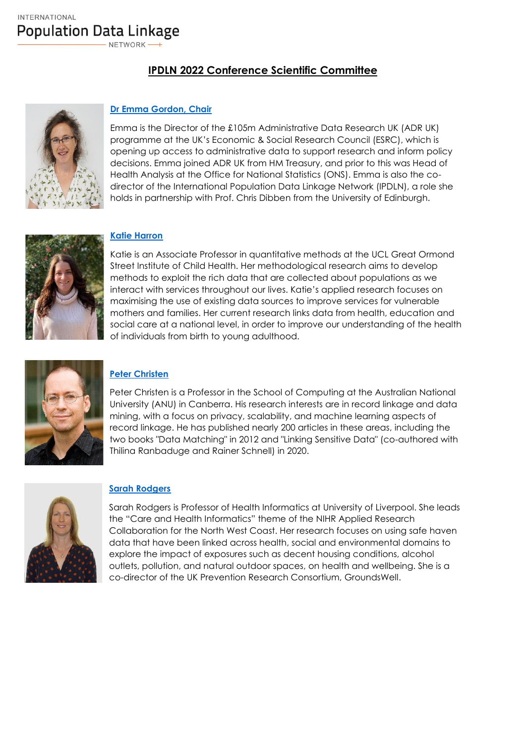INTERNATIONAL
Population Data Linkage
NETWORK

# IPDLN 2022 Conference Scientific Committee

## Dr Emma Gordon, Chair

Emma is the Director of the £105m Administrative Data Research UK (ADR UK) programme at the UK's Economic & Social Research Council (ESRC), which is opening up access to administrative data to support research and inform policy decisions. Emma joined ADR UK from HM Treasury, and prior to this was Head of Health Analysis at the Office for National Statistics (ONS). Emma is also the co-director of the International Population Data Linkage Network (IPDLN), a role she holds in partnership with Prof. Chris Dibben from the University of Edinburgh.

## Katie Harron

Katie is an Associate Professor in quantitative methods at the UCL Great Ormond Street Institute of Child Health. Her methodological research aims to develop methods to exploit the rich data that are collected about populations as we interact with services throughout our lives. Katie's applied research focuses on maximising the use of existing data sources to improve services for vulnerable mothers and families. Her current research links data from health, education and social care at a national level, in order to improve our understanding of the health of individuals from birth to young adulthood.

## Peter Christen

Peter Christen is a Professor in the School of Computing at the Australian National University (ANU) in Canberra. His research interests are in record linkage and data mining, with a focus on privacy, scalability, and machine learning aspects of record linkage. He has published nearly 200 articles in these areas, including the two books "Data Matching" in 2012 and "Linking Sensitive Data" (co-authored with Thilina Ranbaduge and Rainer Schnell) in 2020.

## Sarah Rodgers

Sarah Rodgers is Professor of Health Informatics at University of Liverpool. She leads the "Care and Health Informatics" theme of the NIHR Applied Research Collaboration for the North West Coast. Her research focuses on using safe haven data that have been linked across health, social and environmental domains to explore the impact of exposures such as decent housing conditions, alcohol outlets, pollution, and natural outdoor spaces, on health and wellbeing. She is a co-director of the UK Prevention Research Consortium, GroundsWell.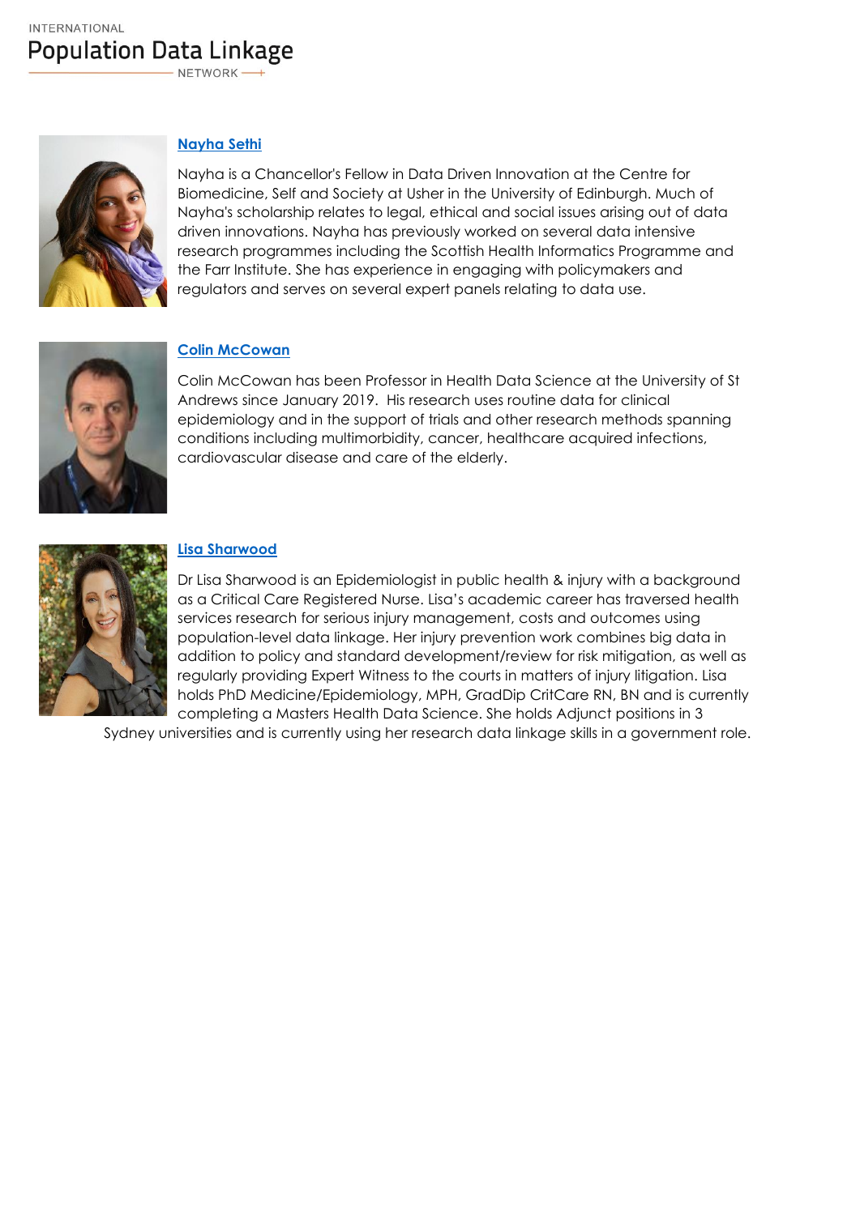## Nayha Sethi

Nayha is a Chancellor's Fellow in Data Driven Innovation at the Centre for Biomedicine, Self and Society at Usher in the University of Edinburgh. Much of Nayha's scholarship relates to legal, ethical and social issues arising out of data driven innovations. Nayha has previously worked on several data intensive research programmes including the Scottish Health Informatics Programme and the Farr Institute. She has experience in engaging with policymakers and regulators and serves on several expert panels relating to data use.

## Colin McCowan

Colin McCowan has been Professor in Health Data Science at the University of St Andrews since January 2019. His research uses routine data for clinical epidemiology and in the support of trials and other research methods spanning conditions including multimorbidity, cancer, healthcare acquired infections, cardiovascular disease and care of the elderly.

## Lisa Sharwood

Dr Lisa Sharwood is an Epidemiologist in public health & injury with a background as a Critical Care Registered Nurse. Lisa's academic career has traversed health services research for serious injury management, costs and outcomes using population-level data linkage. Her injury prevention work combines big data in addition to policy and standard development/review for risk mitigation, as well as regularly providing Expert Witness to the courts in matters of injury litigation. Lisa holds PhD Medicine/Epidemiology, MPH, GradDip CritCare RN, BN and is currently completing a Masters Health Data Science. She holds Adjunct positions in 3 Sydney universities and is currently using her research data linkage skills in a government role.